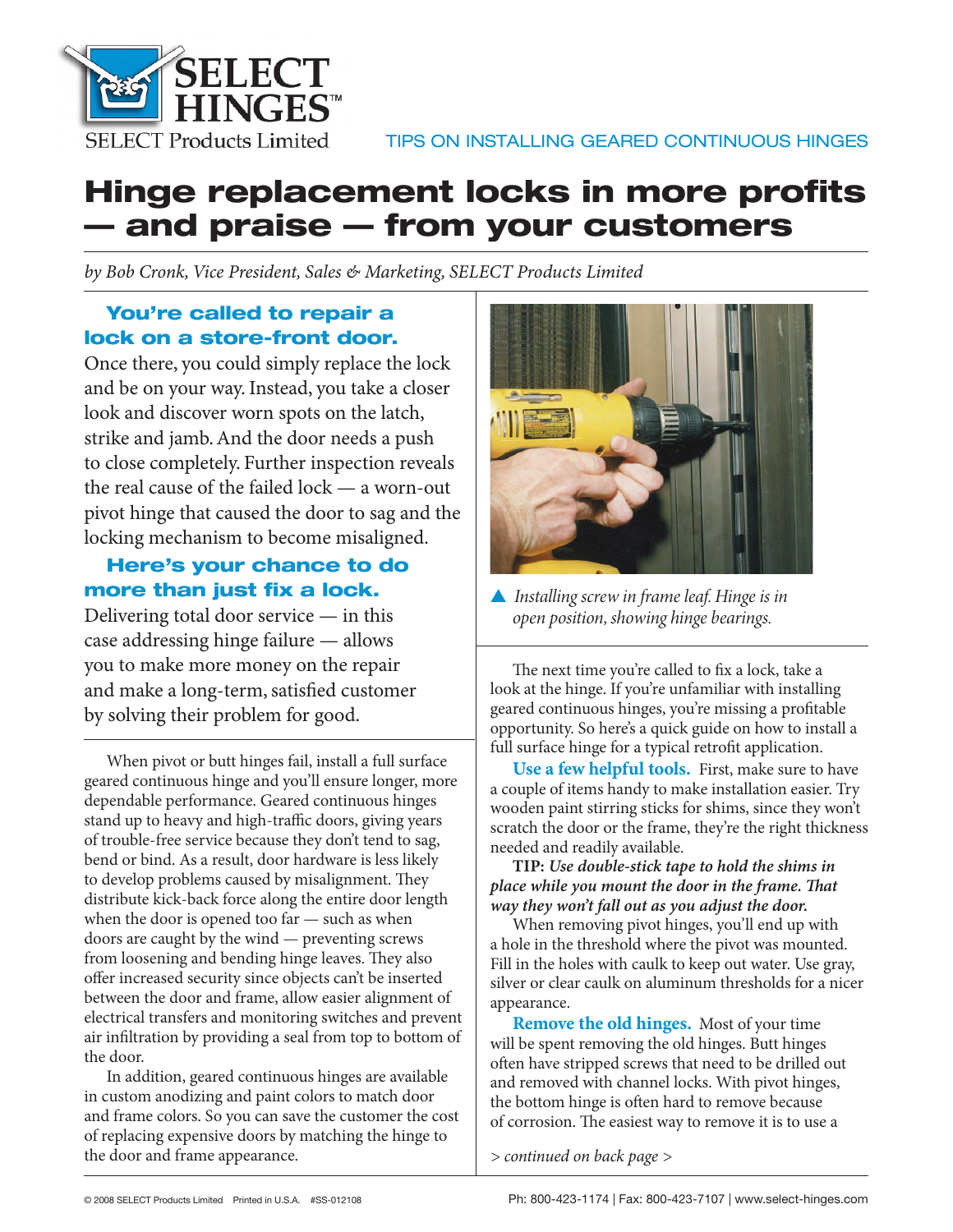SELECT HINGES™

SELECT Products Limited

TIPS ON INSTALLING GEARED CONTINUOUS HINGES

# Hinge replacement locks in more profits — and praise — from your customers

*by Bob Cronk, Vice President, Sales & Marketing, SELECT Products Limited*

## You're called to repair a lock on a store-front door.

Once there, you could simply replace the lock and be on your way. Instead, you take a closer look and discover worn spots on the latch, strike and jamb. And the door needs a push to close completely. Further inspection reveals the real cause of the failed lock — a worn-out pivot hinge that caused the door to sag and the locking mechanism to become misaligned.

## Here's your chance to do more than just fix a lock.

Delivering total door service — in this case addressing hinge failure — allows you to make more money on the repair and make a long-term, satisfied customer by solving their problem for good.

When pivot or butt hinges fail, install a full surface geared continuous hinge and you'll ensure longer, more dependable performance. Geared continuous hinges stand up to heavy and high-traffic doors, giving years of trouble-free service because they don't tend to sag, bend or bind. As a result, door hardware is less likely to develop problems caused by misalignment. They distribute kick-back force along the entire door length when the door is opened too far — such as when doors are caught by the wind — preventing screws from loosening and bending hinge leaves. They also offer increased security since objects can't be inserted between the door and frame, allow easier alignment of electrical transfers and monitoring switches and prevent air infiltration by providing a seal from top to bottom of the door.

In addition, geared continuous hinges are available in custom anodizing and paint colors to match door and frame colors. So you can save the customer the cost of replacing expensive doors by matching the hinge to the door and frame appearance.

▲ *Installing screw in frame leaf. Hinge is in open position, showing hinge bearings.*

The next time you're called to fix a lock, take a look at the hinge. If you're unfamiliar with installing geared continuous hinges, you're missing a profitable opportunity. So here's a quick guide on how to install a full surface hinge for a typical retrofit application.

**Use a few helpful tools.** First, make sure to have a couple of items handy to make installation easier. Try wooden paint stirring sticks for shims, since they won't scratch the door or the frame, they're the right thickness needed and readily available.

**TIP:** ***Use double-stick tape to hold the shims in place while you mount the door in the frame. That way they won't fall out as you adjust the door.***

When removing pivot hinges, you'll end up with a hole in the threshold where the pivot was mounted. Fill in the holes with caulk to keep out water. Use gray, silver or clear caulk on aluminum thresholds for a nicer appearance.

**Remove the old hinges.** Most of your time will be spent removing the old hinges. Butt hinges often have stripped screws that need to be drilled out and removed with channel locks. With pivot hinges, the bottom hinge is often hard to remove because of corrosion. The easiest way to remove it is to use a

*> continued on back page >*

© 2008 SELECT Products Limited Printed in U.S.A. #SS-012108

Ph: 800-423-1174 | Fax: 800-423-7107 | www.select-hinges.com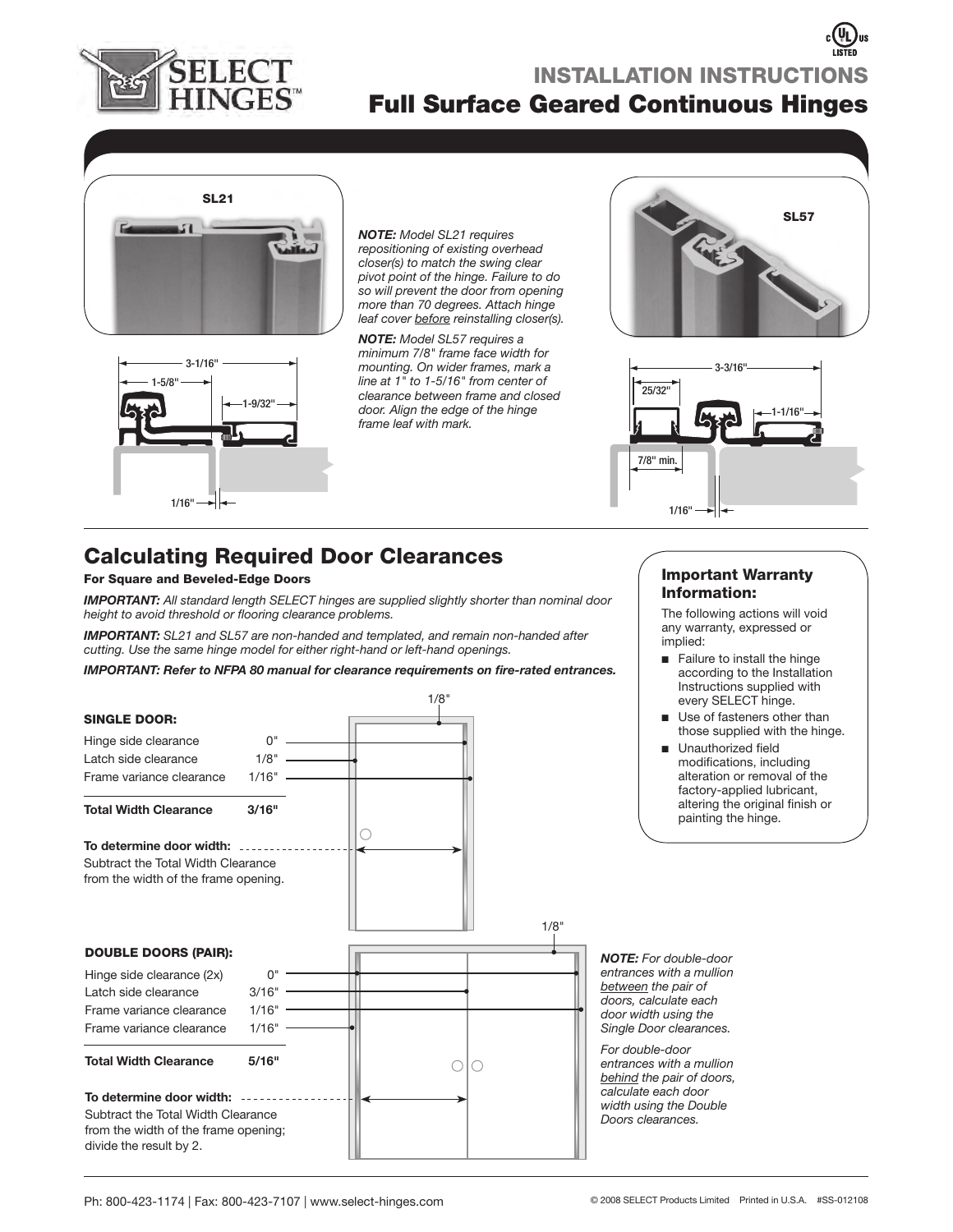# INSTALLATION INSTRUCTIONS

## Full Surface Geared Continuous Hinges

**SL21**

3-1/16"
1-5/8"
1-9/32"
1/16"

*NOTE: Model SL21 requires repositioning of existing overhead closer(s) to match the swing clear pivot point of the hinge. Failure to do so will prevent the door from opening more than 70 degrees. Attach hinge leaf cover before reinstalling closer(s).*

*NOTE: Model SL57 requires a minimum 7/8" frame face width for mounting. On wider frames, mark a line at 1" to 1-5/16" from center of clearance between frame and closed door. Align the edge of the hinge frame leaf with mark.*

**SL57**

3-3/16"
25/32"
1-1/16"
7/8" min.
1/16"

## Calculating Required Door Clearances

**For Square and Beveled-Edge Doors**

***IMPORTANT:*** *All standard length SELECT hinges are supplied slightly shorter than nominal door height to avoid threshold or flooring clearance problems.*

***IMPORTANT:*** *SL21 and SL57 are non-handed and templated, and remain non-handed after cutting. Use the same hinge model for either right-hand or left-hand openings.*

***IMPORTANT: Refer to NFPA 80 manual for clearance requirements on fire-rated entrances.***

**SINGLE DOOR:**

| | |
|---|---|
| Hinge side clearance | 0" |
| Latch side clearance | 1/8" |
| Frame variance clearance | 1/16" |
| **Total Width Clearance** | **3/16"** |

1/8"

**To determine door width:**
Subtract the Total Width Clearance from the width of the frame opening.

**DOUBLE DOORS (PAIR):**

| | |
|---|---|
| Hinge side clearance (2x) | 0" |
| Latch side clearance | 3/16" |
| Frame variance clearance | 1/16" |
| Frame variance clearance | 1/16" |
| **Total Width Clearance** | **5/16"** |

1/8"

**To determine door width:**
Subtract the Total Width Clearance from the width of the frame opening; divide the result by 2.

*NOTE: For double-door entrances with a mullion between the pair of doors, calculate each door width using the Single Door clearances.*

*For double-door entrances with a mullion behind the pair of doors, calculate each door width using the Double Doors clearances.*

### Important Warranty Information:

The following actions will void any warranty, expressed or implied:

- Failure to install the hinge according to the Installation Instructions supplied with every SELECT hinge.
- Use of fasteners other than those supplied with the hinge.
- Unauthorized field modifications, including alteration or removal of the factory-applied lubricant, altering the original finish or painting the hinge.

Ph: 800-423-1174 | Fax: 800-423-7107 | www.select-hinges.com

© 2008 SELECT Products Limited Printed in U.S.A. #SS-012108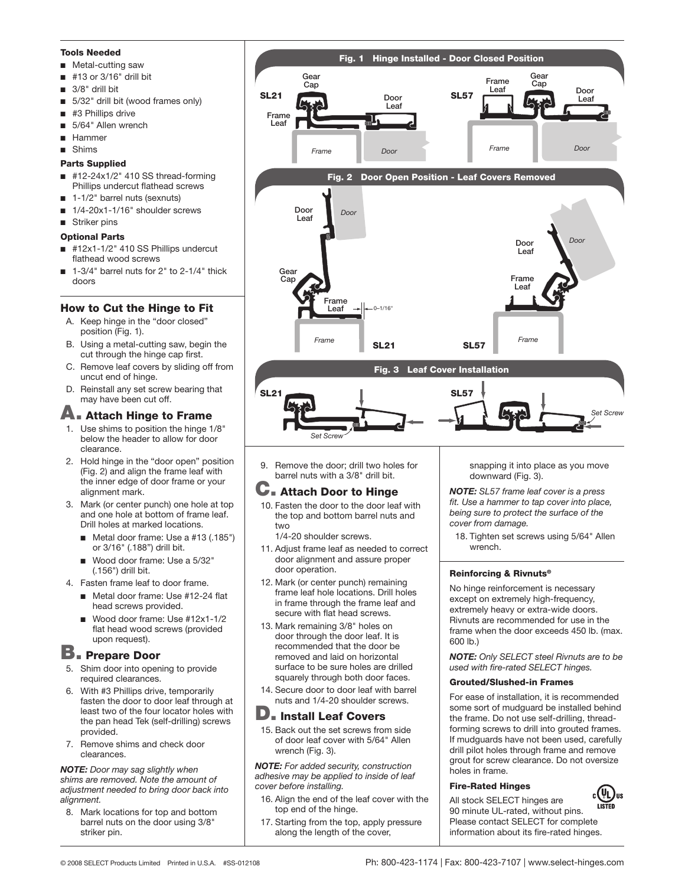### Tools Needed

- Metal-cutting saw
- #13 or 3/16" drill bit
- 3/8" drill bit
- 5/32" drill bit (wood frames only)
- #3 Phillips drive
- 5/64" Allen wrench
- Hammer
- Shims

### Parts Supplied

- #12-24x1/2" 410 SS thread-forming Phillips undercut flathead screws
- 1-1/2" barrel nuts (sexnuts)
- 1/4-20x1-1/16" shoulder screws
- Striker pins

### Optional Parts

- #12x1-1/2" 410 SS Phillips undercut flathead wood screws
- 1-3/4" barrel nuts for 2" to 2-1/4" thick doors

## How to Cut the Hinge to Fit

A. Keep hinge in the "door closed" position (Fig. 1).

B. Using a metal-cutting saw, begin the cut through the hinge cap first.

C. Remove leaf covers by sliding off from uncut end of hinge.

D. Reinstall any set screw bearing that may have been cut off.

## A. Attach Hinge to Frame

1. Use shims to position the hinge 1/8" below the header to allow for door clearance.
2. Hold hinge in the "door open" position (Fig. 2) and align the frame leaf with the inner edge of door frame or your alignment mark.
3. Mark (or center punch) one hole at top and one hole at bottom of frame leaf. Drill holes at marked locations.
   - Metal door frame: Use a #13 (.185") or 3/16" (.188") drill bit.
   - Wood door frame: Use a 5/32" (.156") drill bit.
4. Fasten frame leaf to door frame.
   - Metal door frame: Use #12-24 flat head screws provided.
   - Wood door frame: Use #12x1-1/2 flat head wood screws (provided upon request).

## B. Prepare Door

5. Shim door into opening to provide required clearances.
6. With #3 Phillips drive, temporarily fasten the door to door leaf through at least two of the four locator holes with the pan head Tek (self-drilling) screws provided.
7. Remove shims and check door clearances.

***NOTE:*** *Door may sag slightly when shims are removed. Note the amount of adjustment needed to bring door back into alignment.*

8. Mark locations for top and bottom barrel nuts on the door using 3/8" striker pin.

**Fig. 1 Hinge Installed - Door Closed Position**

**Fig. 2 Door Open Position - Leaf Covers Removed**

**Fig. 3 Leaf Cover Installation**

9. Remove the door; drill two holes for barrel nuts with a 3/8" drill bit.

## C. Attach Door to Hinge

10. Fasten the door to the door leaf with the top and bottom barrel nuts and two 1/4-20 shoulder screws.
11. Adjust frame leaf as needed to correct door alignment and assure proper door operation.
12. Mark (or center punch) remaining frame leaf hole locations. Drill holes in frame through the frame leaf and secure with flat head screws.
13. Mark remaining 3/8" holes on door through the door leaf. It is recommended that the door be removed and laid on horizontal surface to be sure holes are drilled squarely through both door faces.
14. Secure door to door leaf with barrel nuts and 1/4-20 shoulder screws.

## D. Install Leaf Covers

15. Back out the set screws from side of door leaf cover with 5/64" Allen wrench (Fig. 3).

***NOTE:*** *For added security, construction adhesive may be applied to inside of leaf cover before installing.*

16. Align the end of the leaf cover with the top end of the hinge.
17. Starting from the top, apply pressure along the length of the cover, snapping it into place as you move downward (Fig. 3).

***NOTE:*** *SL57 frame leaf cover is a press fit. Use a hammer to tap cover into place, being sure to protect the surface of the cover from damage.*

18. Tighten set screws using 5/64" Allen wrench.

### Reinforcing & Rivnuts®

No hinge reinforcement is necessary except on extremely high-frequency, extremely heavy or extra-wide doors. Rivnuts are recommended for use in the frame when the door exceeds 450 lb. (max. 600 lb.)

***NOTE:*** *Only SELECT steel Rivnuts are to be used with fire-rated SELECT hinges.*

### Grouted/Slushed-in Frames

For ease of installation, it is recommended some sort of mudguard be installed behind the frame. Do not use self-drilling, thread-forming screws to drill into grouted frames. If mudguards have not been used, carefully drill pilot holes through frame and remove grout for screw clearance. Do not oversize holes in frame.

### Fire-Rated Hinges

All stock SELECT hinges are 90 minute UL-rated, without pins. Please contact SELECT for complete information about its fire-rated hinges.

© 2008 SELECT Products Limited Printed in U.S.A. #SS-012108

Ph: 800-423-1174 | Fax: 800-423-7107 | www.select-hinges.com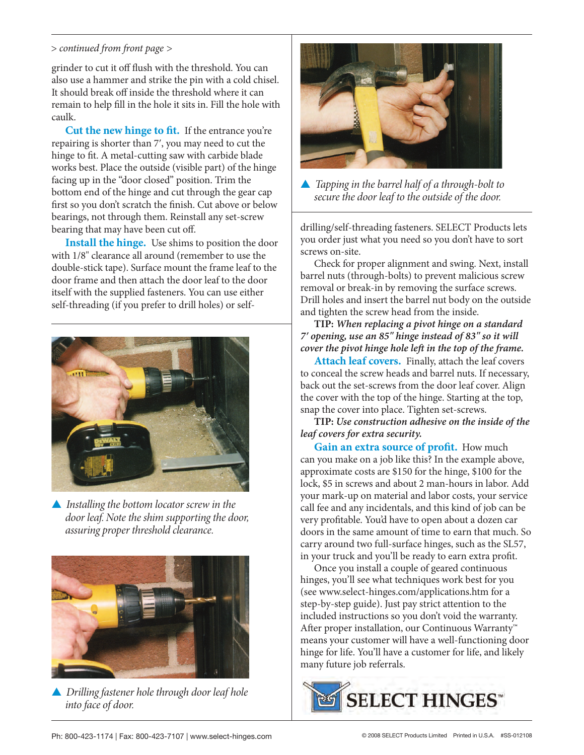> continued from front page >

grinder to cut it off flush with the threshold. You can also use a hammer and strike the pin with a cold chisel. It should break off inside the threshold where it can remain to help fill in the hole it sits in. Fill the hole with caulk.

**Cut the new hinge to fit.** If the entrance you're repairing is shorter than 7′, you may need to cut the hinge to fit. A metal-cutting saw with carbide blade works best. Place the outside (visible part) of the hinge facing up in the "door closed" position. Trim the bottom end of the hinge and cut through the gear cap first so you don't scratch the finish. Cut above or below bearings, not through them. Reinstall any set-screw bearing that may have been cut off.

**Install the hinge.** Use shims to position the door with 1/8" clearance all around (remember to use the double-stick tape). Surface mount the frame leaf to the door frame and then attach the door leaf to the door itself with the supplied fasteners. You can use either self-threading (if you prefer to drill holes) or self-drilling/self-threading fasteners. SELECT Products lets you order just what you need so you don't have to sort screws on-site.

▲ *Installing the bottom locator screw in the door leaf. Note the shim supporting the door, assuring proper threshold clearance.*

▲ *Drilling fastener hole through door leaf hole into face of door.*

▲ *Tapping in the barrel half of a through-bolt to secure the door leaf to the outside of the door.*

Check for proper alignment and swing. Next, install barrel nuts (through-bolts) to prevent malicious screw removal or break-in by removing the surface screws. Drill holes and insert the barrel nut body on the outside and tighten the screw head from the inside.

**TIP:** ***When replacing a pivot hinge on a standard 7′ opening, use an 85" hinge instead of 83" so it will cover the pivot hinge hole left in the top of the frame.***

**Attach leaf covers.** Finally, attach the leaf covers to conceal the screw heads and barrel nuts. If necessary, back out the set-screws from the door leaf cover. Align the cover with the top of the hinge. Starting at the top, snap the cover into place. Tighten set-screws.

**TIP:** ***Use construction adhesive on the inside of the leaf covers for extra security.***

**Gain an extra source of profit.** How much can you make on a job like this? In the example above, approximate costs are $150 for the hinge, $100 for the lock, $5 in screws and about 2 man-hours in labor. Add your mark-up on material and labor costs, your service call fee and any incidentals, and this kind of job can be very profitable. You'd have to open about a dozen car doors in the same amount of time to earn that much. So carry around two full-surface hinges, such as the SL57, in your truck and you'll be ready to earn extra profit.

Once you install a couple of geared continuous hinges, you'll see what techniques work best for you (see www.select-hinges.com/applications.htm for a step-by-step guide). Just pay strict attention to the included instructions so you don't void the warranty. After proper installation, our Continuous Warranty™ means your customer will have a well-functioning door hinge for life. You'll have a customer for life, and likely many future job referrals.

SELECT HINGES™

Ph: 800-423-1174 | Fax: 800-423-7107 | www.select-hinges.com

© 2008 SELECT Products Limited Printed in U.S.A. #SS-012108